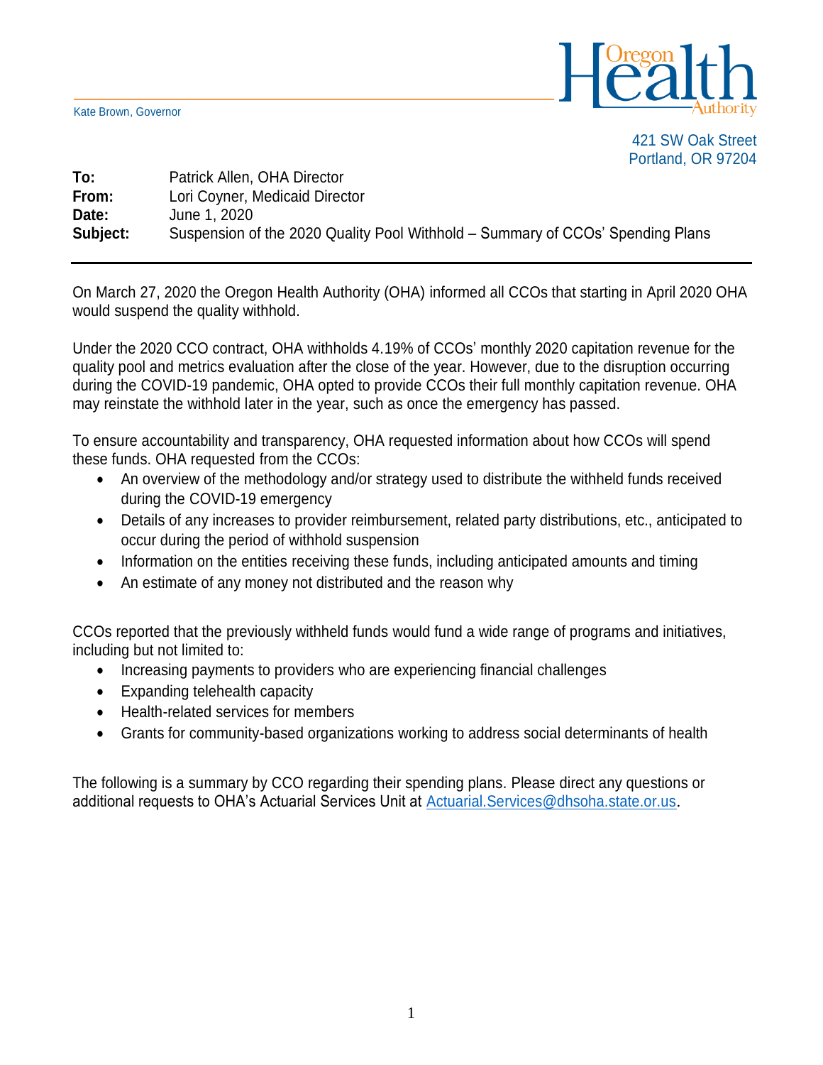Kate Brown, Governor

Oregon Health Authority

421 SW Oak Street
Portland, OR 97204

**To:** Patrick Allen, OHA Director
**From:** Lori Coyner, Medicaid Director
**Date:** June 1, 2020
**Subject:** Suspension of the 2020 Quality Pool Withhold – Summary of CCOs' Spending Plans

---

On March 27, 2020 the Oregon Health Authority (OHA) informed all CCOs that starting in April 2020 OHA would suspend the quality withhold.

Under the 2020 CCO contract, OHA withholds 4.19% of CCOs' monthly 2020 capitation revenue for the quality pool and metrics evaluation after the close of the year. However, due to the disruption occurring during the COVID-19 pandemic, OHA opted to provide CCOs their full monthly capitation revenue. OHA may reinstate the withhold later in the year, such as once the emergency has passed.

To ensure accountability and transparency, OHA requested information about how CCOs will spend these funds. OHA requested from the CCOs:

- An overview of the methodology and/or strategy used to distribute the withheld funds received during the COVID-19 emergency
- Details of any increases to provider reimbursement, related party distributions, etc., anticipated to occur during the period of withhold suspension
- Information on the entities receiving these funds, including anticipated amounts and timing
- An estimate of any money not distributed and the reason why

CCOs reported that the previously withheld funds would fund a wide range of programs and initiatives, including but not limited to:

- Increasing payments to providers who are experiencing financial challenges
- Expanding telehealth capacity
- Health-related services for members
- Grants for community-based organizations working to address social determinants of health

The following is a summary by CCO regarding their spending plans. Please direct any questions or additional requests to OHA's Actuarial Services Unit at Actuarial.Services@dhsoha.state.or.us.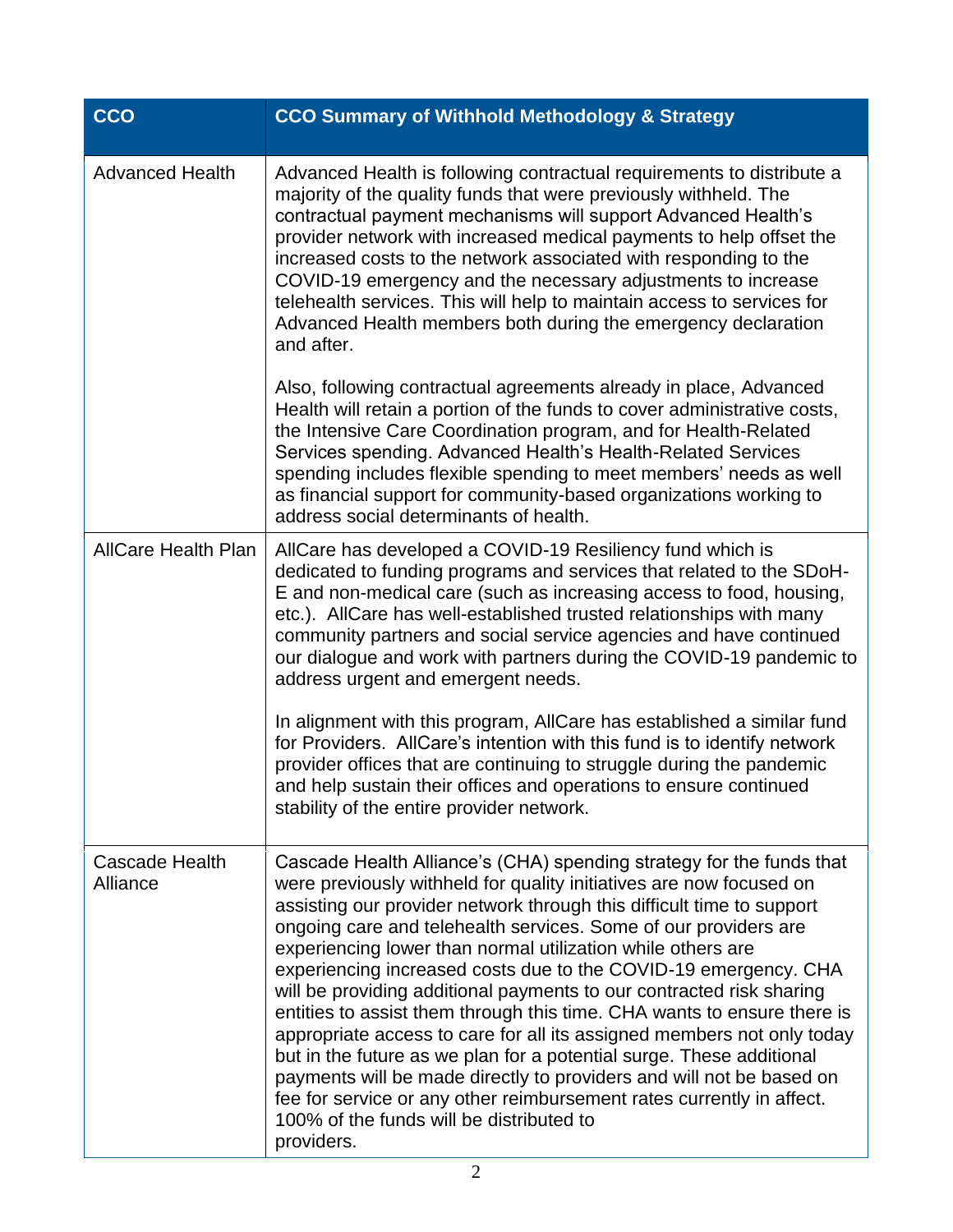| CCO | CCO Summary of Withhold Methodology & Strategy |
|---|---|
| Advanced Health | Advanced Health is following contractual requirements to distribute a majority of the quality funds that were previously withheld. The contractual payment mechanisms will support Advanced Health's provider network with increased medical payments to help offset the increased costs to the network associated with responding to the COVID-19 emergency and the necessary adjustments to increase telehealth services. This will help to maintain access to services for Advanced Health members both during the emergency declaration and after.<br><br>Also, following contractual agreements already in place, Advanced Health will retain a portion of the funds to cover administrative costs, the Intensive Care Coordination program, and for Health-Related Services spending. Advanced Health's Health-Related Services spending includes flexible spending to meet members' needs as well as financial support for community-based organizations working to address social determinants of health. |
| AllCare Health Plan | AllCare has developed a COVID-19 Resiliency fund which is dedicated to funding programs and services that related to the SDoH-E and non-medical care (such as increasing access to food, housing, etc.). AllCare has well-established trusted relationships with many community partners and social service agencies and have continued our dialogue and work with partners during the COVID-19 pandemic to address urgent and emergent needs.<br><br>In alignment with this program, AllCare has established a similar fund for Providers. AllCare's intention with this fund is to identify network provider offices that are continuing to struggle during the pandemic and help sustain their offices and operations to ensure continued stability of the entire provider network. |
| Cascade Health Alliance | Cascade Health Alliance's (CHA) spending strategy for the funds that were previously withheld for quality initiatives are now focused on assisting our provider network through this difficult time to support ongoing care and telehealth services. Some of our providers are experiencing lower than normal utilization while others are experiencing increased costs due to the COVID-19 emergency. CHA will be providing additional payments to our contracted risk sharing entities to assist them through this time. CHA wants to ensure there is appropriate access to care for all its assigned members not only today but in the future as we plan for a potential surge. These additional payments will be made directly to providers and will not be based on fee for service or any other reimbursement rates currently in affect. 100% of the funds will be distributed to providers. |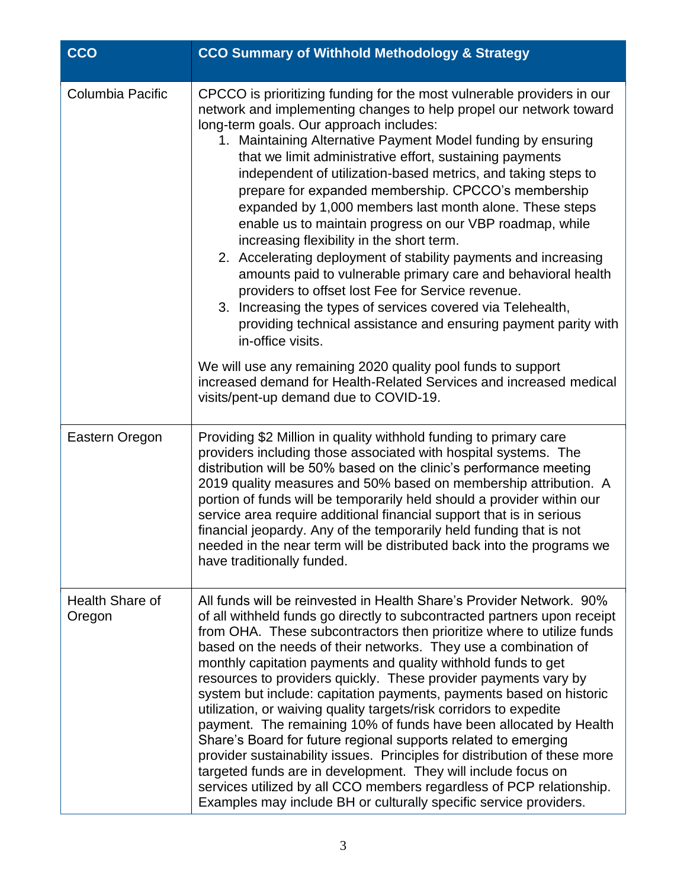| CCO | CCO Summary of Withhold Methodology & Strategy |
|---|---|
| Columbia Pacific | CPCCO is prioritizing funding for the most vulnerable providers in our network and implementing changes to help propel our network toward long-term goals. Our approach includes:<br>1. Maintaining Alternative Payment Model funding by ensuring that we limit administrative effort, sustaining payments independent of utilization-based metrics, and taking steps to prepare for expanded membership. CPCCO's membership expanded by 1,000 members last month alone. These steps enable us to maintain progress on our VBP roadmap, while increasing flexibility in the short term.<br>2. Accelerating deployment of stability payments and increasing amounts paid to vulnerable primary care and behavioral health providers to offset lost Fee for Service revenue.<br>3. Increasing the types of services covered via Telehealth, providing technical assistance and ensuring payment parity with in-office visits.<br><br>We will use any remaining 2020 quality pool funds to support increased demand for Health-Related Services and increased medical visits/pent-up demand due to COVID-19. |
| Eastern Oregon | Providing $2 Million in quality withhold funding to primary care providers including those associated with hospital systems. The distribution will be 50% based on the clinic's performance meeting 2019 quality measures and 50% based on membership attribution. A portion of funds will be temporarily held should a provider within our service area require additional financial support that is in serious financial jeopardy. Any of the temporarily held funding that is not needed in the near term will be distributed back into the programs we have traditionally funded. |
| Health Share of Oregon | All funds will be reinvested in Health Share's Provider Network. 90% of all withheld funds go directly to subcontracted partners upon receipt from OHA. These subcontractors then prioritize where to utilize funds based on the needs of their networks. They use a combination of monthly capitation payments and quality withhold funds to get resources to providers quickly. These provider payments vary by system but include: capitation payments, payments based on historic utilization, or waiving quality targets/risk corridors to expedite payment. The remaining 10% of funds have been allocated by Health Share's Board for future regional supports related to emerging provider sustainability issues. Principles for distribution of these more targeted funds are in development. They will include focus on services utilized by all CCO members regardless of PCP relationship. Examples may include BH or culturally specific service providers. |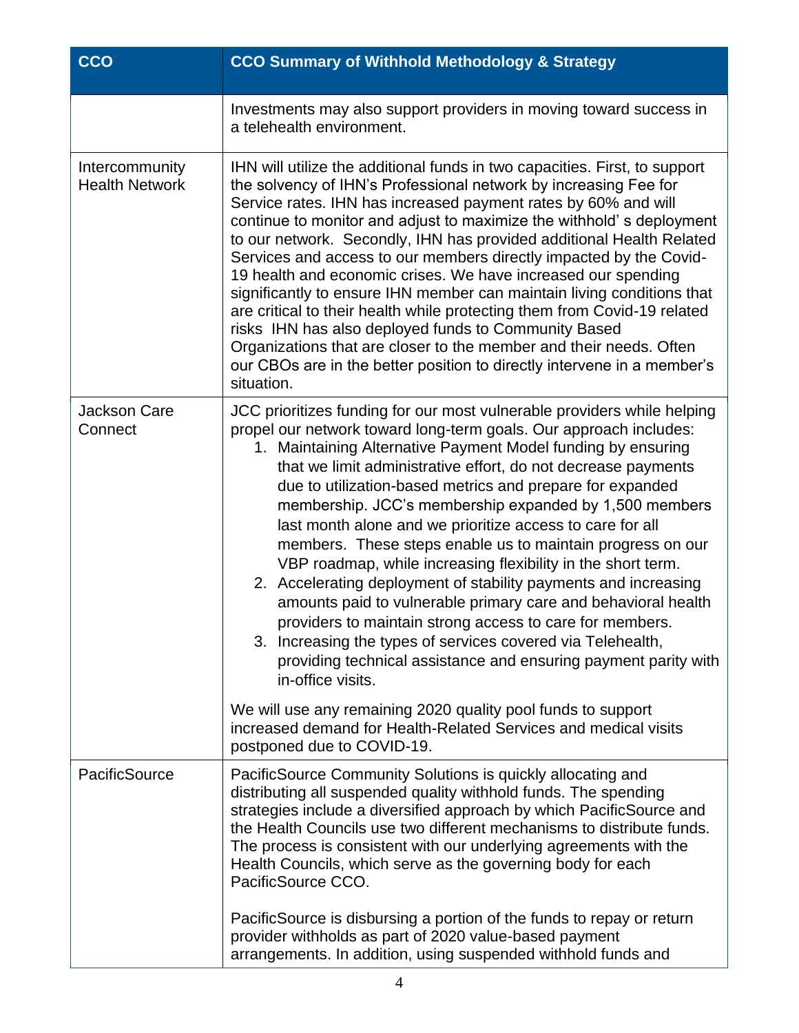| CCO | CCO Summary of Withhold Methodology & Strategy |
|---|---|
| | Investments may also support providers in moving toward success in a telehealth environment. |
| Intercommunity Health Network | IHN will utilize the additional funds in two capacities. First, to support the solvency of IHN's Professional network by increasing Fee for Service rates. IHN has increased payment rates by 60% and will continue to monitor and adjust to maximize the withhold' s deployment to our network. Secondly, IHN has provided additional Health Related Services and access to our members directly impacted by the Covid-19 health and economic crises. We have increased our spending significantly to ensure IHN member can maintain living conditions that are critical to their health while protecting them from Covid-19 related risks IHN has also deployed funds to Community Based Organizations that are closer to the member and their needs. Often our CBOs are in the better position to directly intervene in a member's situation. |
| Jackson Care Connect | JCC prioritizes funding for our most vulnerable providers while helping propel our network toward long-term goals. Our approach includes:<br>1. Maintaining Alternative Payment Model funding by ensuring that we limit administrative effort, do not decrease payments due to utilization-based metrics and prepare for expanded membership. JCC's membership expanded by 1,500 members last month alone and we prioritize access to care for all members. These steps enable us to maintain progress on our VBP roadmap, while increasing flexibility in the short term.<br>2. Accelerating deployment of stability payments and increasing amounts paid to vulnerable primary care and behavioral health providers to maintain strong access to care for members.<br>3. Increasing the types of services covered via Telehealth, providing technical assistance and ensuring payment parity with in-office visits.<br><br>We will use any remaining 2020 quality pool funds to support increased demand for Health-Related Services and medical visits postponed due to COVID-19. |
| PacificSource | PacificSource Community Solutions is quickly allocating and distributing all suspended quality withhold funds. The spending strategies include a diversified approach by which PacificSource and the Health Councils use two different mechanisms to distribute funds. The process is consistent with our underlying agreements with the Health Councils, which serve as the governing body for each PacificSource CCO.<br><br>PacificSource is disbursing a portion of the funds to repay or return provider withholds as part of 2020 value-based payment arrangements. In addition, using suspended withhold funds and |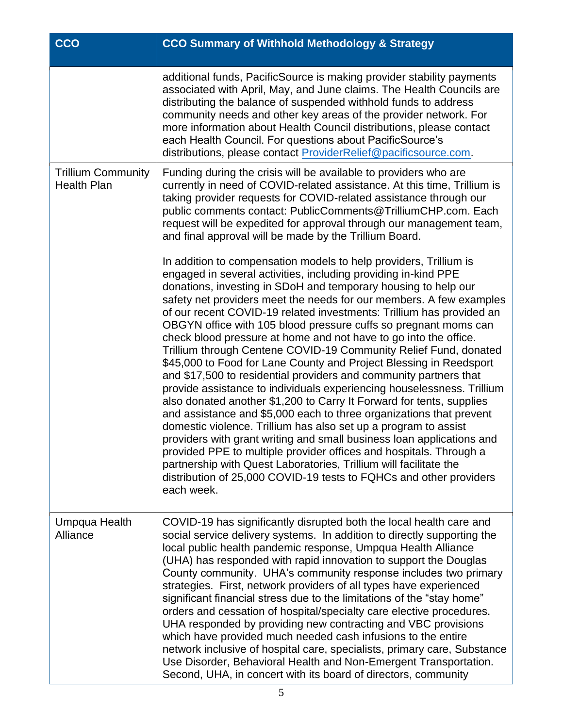| CCO | CCO Summary of Withhold Methodology & Strategy |
|---|---|
| | additional funds, PacificSource is making provider stability payments associated with April, May, and June claims. The Health Councils are distributing the balance of suspended withhold funds to address community needs and other key areas of the provider network. For more information about Health Council distributions, please contact each Health Council. For questions about PacificSource's distributions, please contact [ProviderRelief@pacificsource.com](mailto:ProviderRelief@pacificsource.com). |
| Trillium Community Health Plan | Funding during the crisis will be available to providers who are currently in need of COVID-related assistance. At this time, Trillium is taking provider requests for COVID-related assistance through our public comments contact: PublicComments@TrilliumCHP.com. Each request will be expedited for approval through our management team, and final approval will be made by the Trillium Board.<br><br>In addition to compensation models to help providers, Trillium is engaged in several activities, including providing in-kind PPE donations, investing in SDoH and temporary housing to help our safety net providers meet the needs for our members. A few examples of our recent COVID-19 related investments: Trillium has provided an OBGYN office with 105 blood pressure cuffs so pregnant moms can check blood pressure at home and not have to go into the office. Trillium through Centene COVID-19 Community Relief Fund, donated $45,000 to Food for Lane County and Project Blessing in Reedsport and $17,500 to residential providers and community partners that provide assistance to individuals experiencing houselessness. Trillium also donated another $1,200 to Carry It Forward for tents, supplies and assistance and $5,000 each to three organizations that prevent domestic violence. Trillium has also set up a program to assist providers with grant writing and small business loan applications and provided PPE to multiple provider offices and hospitals. Through a partnership with Quest Laboratories, Trillium will facilitate the distribution of 25,000 COVID-19 tests to FQHCs and other providers each week. |
| Umpqua Health Alliance | COVID-19 has significantly disrupted both the local health care and social service delivery systems. In addition to directly supporting the local public health pandemic response, Umpqua Health Alliance (UHA) has responded with rapid innovation to support the Douglas County community. UHA's community response includes two primary strategies. First, network providers of all types have experienced significant financial stress due to the limitations of the "stay home" orders and cessation of hospital/specialty care elective procedures. UHA responded by providing new contracting and VBC provisions which have provided much needed cash infusions to the entire network inclusive of hospital care, specialists, primary care, Substance Use Disorder, Behavioral Health and Non-Emergent Transportation. Second, UHA, in concert with its board of directors, community |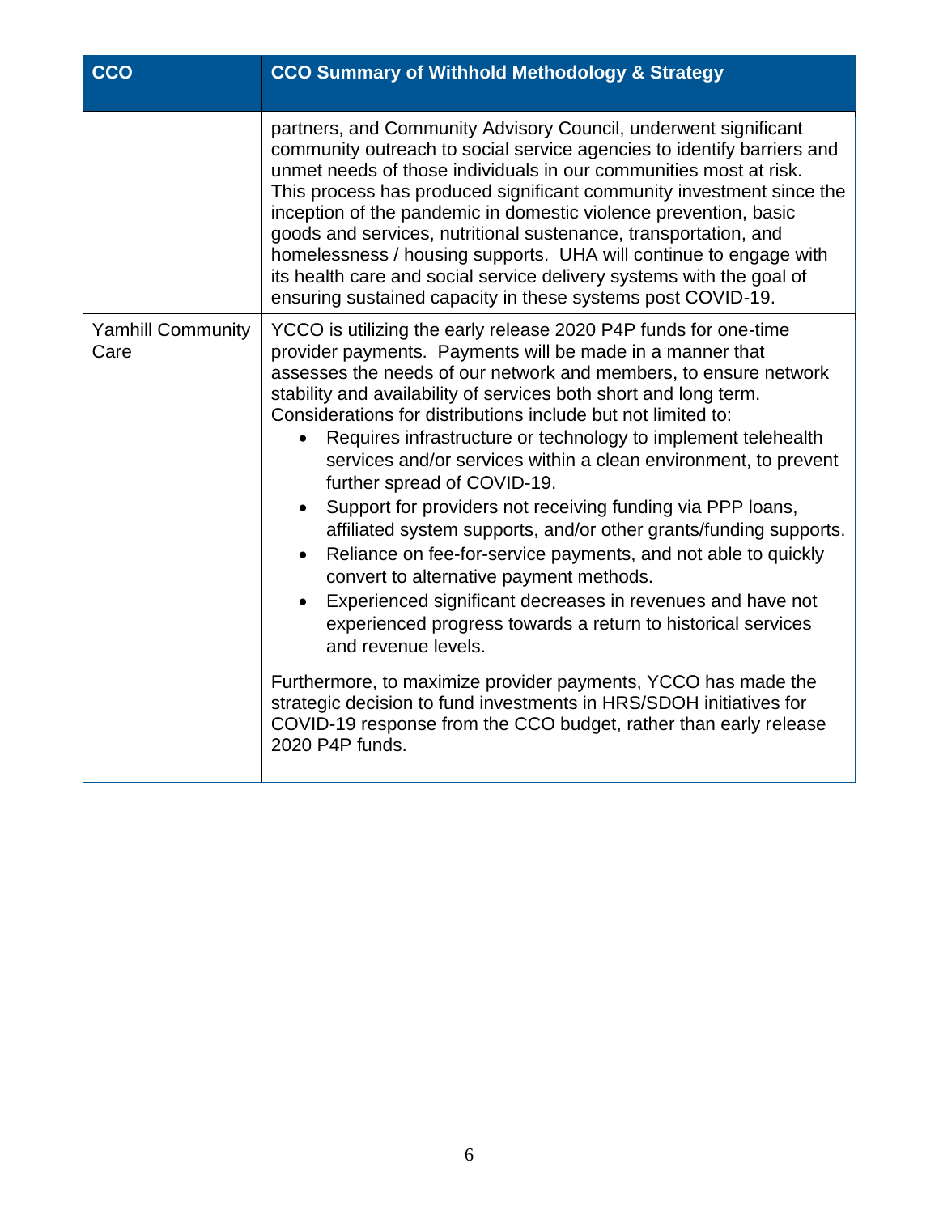| CCO | CCO Summary of Withhold Methodology & Strategy |
|---|---|
| | partners, and Community Advisory Council, underwent significant community outreach to social service agencies to identify barriers and unmet needs of those individuals in our communities most at risk. This process has produced significant community investment since the inception of the pandemic in domestic violence prevention, basic goods and services, nutritional sustenance, transportation, and homelessness / housing supports. UHA will continue to engage with its health care and social service delivery systems with the goal of ensuring sustained capacity in these systems post COVID-19. |
| Yamhill Community Care | YCCO is utilizing the early release 2020 P4P funds for one-time provider payments. Payments will be made in a manner that assesses the needs of our network and members, to ensure network stability and availability of services both short and long term. Considerations for distributions include but not limited to:<br>• Requires infrastructure or technology to implement telehealth services and/or services within a clean environment, to prevent further spread of COVID-19.<br>• Support for providers not receiving funding via PPP loans, affiliated system supports, and/or other grants/funding supports.<br>• Reliance on fee-for-service payments, and not able to quickly convert to alternative payment methods.<br>• Experienced significant decreases in revenues and have not experienced progress towards a return to historical services and revenue levels.<br><br>Furthermore, to maximize provider payments, YCCO has made the strategic decision to fund investments in HRS/SDOH initiatives for COVID-19 response from the CCO budget, rather than early release 2020 P4P funds. |